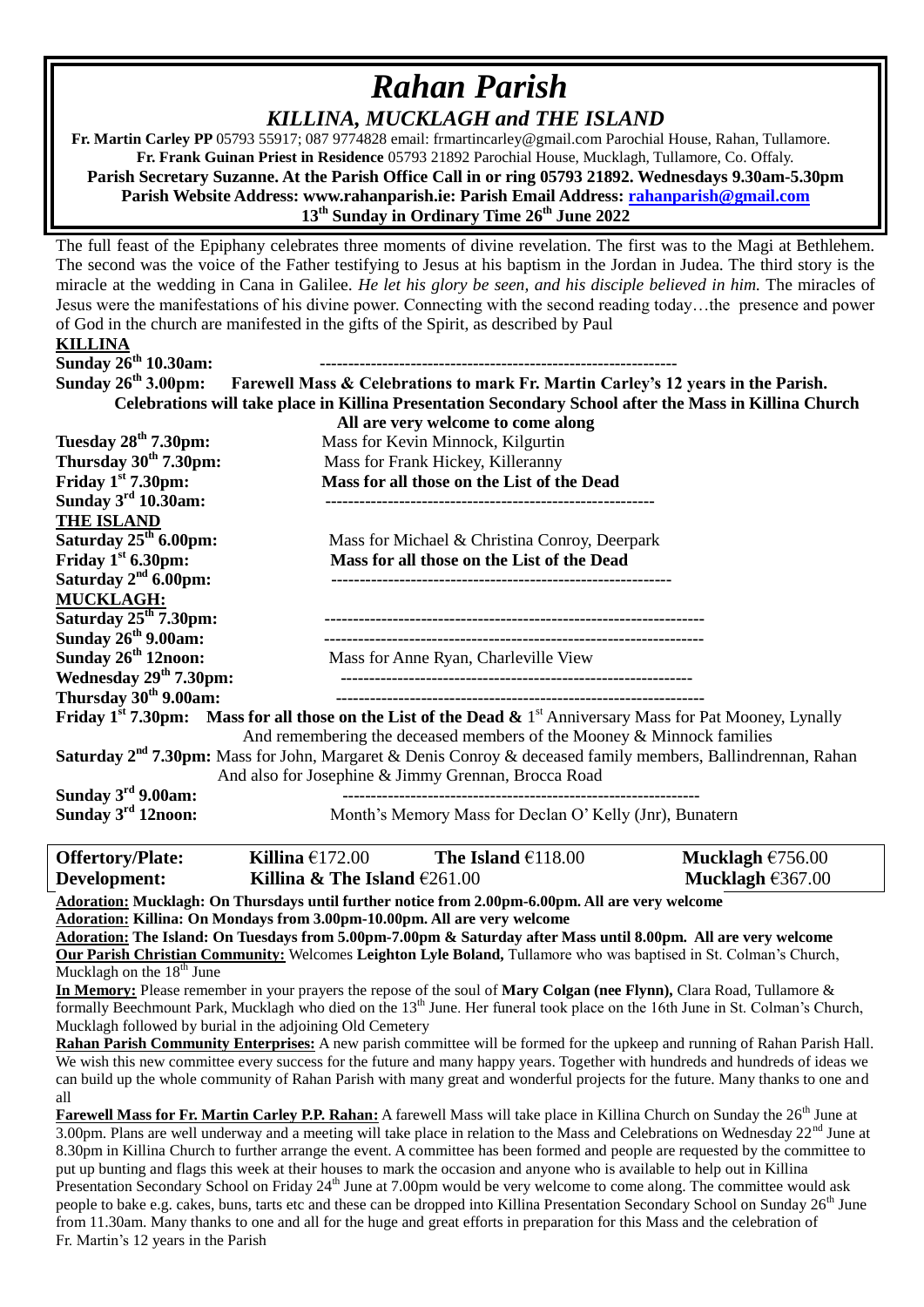# *Rahan Parish*

## *KILLINA, MUCKLAGH and THE ISLAND*

**Fr. Martin Carley PP** 05793 55917; 087 9774828 email: frmartincarley@gmail.com Parochial House, Rahan, Tullamore.
**Fr. Frank Guinan Priest in Residence** 05793 21892 Parochial House, Mucklagh, Tullamore, Co. Offaly.
**Parish Secretary Suzanne. At the Parish Office Call in or ring 05793 21892. Wednesdays 9.30am-5.30pm**
**Parish Website Address: www.rahanparish.ie: Parish Email Address: rahanparish@gmail.com**
**13th Sunday in Ordinary Time 26th June 2022**

The full feast of the Epiphany celebrates three moments of divine revelation. The first was to the Magi at Bethlehem. The second was the voice of the Father testifying to Jesus at his baptism in the Jordan in Judea. The third story is the miracle at the wedding in Cana in Galilee. *He let his glory be seen, and his disciple believed in him.* The miracles of Jesus were the manifestations of his divine power. Connecting with the second reading today…the presence and power of God in the church are manifested in the gifts of the Spirit, as described by Paul

**KILLINA**

**Sunday 26th 10.30am:** ---------------------------------------------------------------

**Sunday 26th 3.00pm:** **Farewell Mass & Celebrations to mark Fr. Martin Carley's 12 years in the Parish. Celebrations will take place in Killina Presentation Secondary School after the Mass in Killina Church All are very welcome to come along**

**Tuesday 28th 7.30pm:** Mass for Kevin Minnock, Kilgurtin
**Thursday 30th 7.30pm:** Mass for Frank Hickey, Killeranny
**Friday 1st 7.30pm:** **Mass for all those on the List of the Dead**
**Sunday 3rd 10.30am:** ---------------------------------------------------------

**THE ISLAND**

**Saturday 25th 6.00pm:** Mass for Michael & Christina Conroy, Deerpark
**Friday 1st 6.30pm:** **Mass for all those on the List of the Dead**
**Saturday 2nd 6.00pm:** -----------------------------------------------------------

**MUCKLAGH:**

**Saturday 25th 7.30pm:** -------------------------------------------------------------------
**Sunday 26th 9.00am:** -------------------------------------------------------------------
**Sunday 26th 12noon:** Mass for Anne Ryan, Charleville View
**Wednesday 29th 7.30pm:** --------------------------------------------------------------
**Thursday 30th 9.00am:** ----------------------------------------------------------------
**Friday 1st 7.30pm:** **Mass for all those on the List of the Dead &** 1st Anniversary Mass for Pat Mooney, Lynally And remembering the deceased members of the Mooney & Minnock families
**Saturday 2nd 7.30pm:** Mass for John, Margaret & Denis Conroy & deceased family members, Ballindrennan, Rahan And also for Josephine & Jimmy Grennan, Brocca Road
**Sunday 3rd 9.00am:** --------------------------------------------------------------
**Sunday 3rd 12noon:** Month's Memory Mass for Declan O' Kelly (Jnr), Bunatern

| **Offertory/Plate:** | **Killina** €172.00 | **The Island** €118.00 | **Mucklagh** €756.00 |
|---|---|---|---|
| **Development:** | **Killina & The Island** €261.00 | | **Mucklagh** €367.00 |

**Adoration: Mucklagh: On Thursdays until further notice from 2.00pm-6.00pm. All are very welcome**

**Adoration: Killina: On Mondays from 3.00pm-10.00pm. All are very welcome**

**Adoration: The Island: On Tuesdays from 5.00pm-7.00pm & Saturday after Mass until 8.00pm. All are very welcome**

**Our Parish Christian Community:** Welcomes **Leighton Lyle Boland,** Tullamore who was baptised in St. Colman's Church, Mucklagh on the 18th June

**In Memory:** Please remember in your prayers the repose of the soul of **Mary Colgan (nee Flynn),** Clara Road, Tullamore & formally Beechmount Park, Mucklagh who died on the 13th June. Her funeral took place on the 16th June in St. Colman's Church, Mucklagh followed by burial in the adjoining Old Cemetery

**Rahan Parish Community Enterprises:** A new parish committee will be formed for the upkeep and running of Rahan Parish Hall. We wish this new committee every success for the future and many happy years. Together with hundreds and hundreds of ideas we can build up the whole community of Rahan Parish with many great and wonderful projects for the future. Many thanks to one and all

**Farewell Mass for Fr. Martin Carley P.P. Rahan:** A farewell Mass will take place in Killina Church on Sunday the 26th June at 3.00pm. Plans are well underway and a meeting will take place in relation to the Mass and Celebrations on Wednesday 22nd June at 8.30pm in Killina Church to further arrange the event. A committee has been formed and people are requested by the committee to put up bunting and flags this week at their houses to mark the occasion and anyone who is available to help out in Killina Presentation Secondary School on Friday 24th June at 7.00pm would be very welcome to come along. The committee would ask people to bake e.g. cakes, buns, tarts etc and these can be dropped into Killina Presentation Secondary School on Sunday 26th June from 11.30am. Many thanks to one and all for the huge and great efforts in preparation for this Mass and the celebration of Fr. Martin's 12 years in the Parish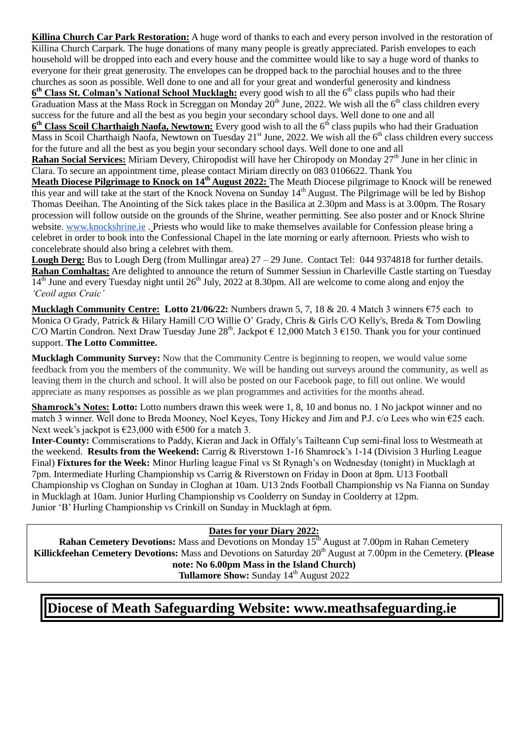**Killina Church Car Park Restoration:** A huge word of thanks to each and every person involved in the restoration of Killina Church Carpark. The huge donations of many many people is greatly appreciated. Parish envelopes to each household will be dropped into each and every house and the committee would like to say a huge word of thanks to everyone for their great generosity. The envelopes can be dropped back to the parochial houses and to the three churches as soon as possible. Well done to one and all for your great and wonderful generosity and kindness

**6th Class St. Colman's National School Mucklagh:** every good wish to all the 6th class pupils who had their Graduation Mass at the Mass Rock in Screggan on Monday 20th June, 2022. We wish all the 6th class children every success for the future and all the best as you begin your secondary school days. Well done to one and all

**6th Class Scoil Charthaigh Naofa, Newtown:** Every good wish to all the 6th class pupils who had their Graduation Mass in Scoil Charthaigh Naofa, Newtown on Tuesday 21st June, 2022. We wish all the 6th class children every success for the future and all the best as you begin your secondary school days. Well done to one and all

**Rahan Social Services:** Miriam Devery, Chiropodist will have her Chiropody on Monday 27th June in her clinic in Clara. To secure an appointment time, please contact Miriam directly on 083 0106622. Thank You

**Meath Diocese Pilgrimage to Knock on 14th August 2022:** The Meath Diocese pilgrimage to Knock will be renewed this year and will take at the start of the Knock Novena on Sunday 14th August. The Pilgrimage will be led by Bishop Thomas Deeihan. The Anointing of the Sick takes place in the Basilica at 2.30pm and Mass is at 3.00pm. The Rosary procession will follow outside on the grounds of the Shrine, weather permitting. See also poster and or Knock Shrine website. www.knockshrine.ie . Priests who would like to make themselves available for Confession please bring a celebret in order to book into the Confessional Chapel in the late morning or early afternoon. Priests who wish to concelebrate should also bring a celebret with them.

**Lough Derg:** Bus to Lough Derg (from Mullingar area) 27 – 29 June. Contact Tel: 044 9374818 for further details.

**Rahan Comhaltas:** Are delighted to announce the return of Summer Sessiun in Charleville Castle starting on Tuesday 14th June and every Tuesday night until 26th July, 2022 at 8.30pm. All are welcome to come along and enjoy the *'Ceoil agus Craic'*

**Mucklagh Community Centre: Lotto 21/06/22:** Numbers drawn 5, 7, 18 & 20. 4 Match 3 winners €75 each to Monica O Grady, Patrick & Hilary Hamill C/O Willie O' Grady, Chris & Girls C/O Kelly's, Breda & Tom Dowling C/O Martin Condron. Next Draw Tuesday June 28th. Jackpot € 12,000 Match 3 €150. Thank you for your continued support. **The Lotto Committee.**

**Mucklagh Community Survey:** Now that the Community Centre is beginning to reopen, we would value some feedback from you the members of the community. We will be handing out surveys around the community, as well as leaving them in the church and school. It will also be posted on our Facebook page, to fill out online. We would appreciate as many responses as possible as we plan programmes and activities for the months ahead.

**Shamrock's Notes: Lotto:** Lotto numbers drawn this week were 1, 8, 10 and bonus no. 1 No jackpot winner and no match 3 winner. Well done to Breda Mooney, Noel Keyes, Tony Hickey and Jim and P.J. c/o Lees who win €25 each. Next week's jackpot is €23,000 with €500 for a match 3.

**Inter-County:** Commiserations to Paddy, Kieran and Jack in Offaly's Tailteann Cup semi-final loss to Westmeath at the weekend. **Results from the Weekend:** Carrig & Riverstown 1-16 Shamrock's 1-14 (Division 3 Hurling League Final) **Fixtures for the Week:** Minor Hurling league Final vs St Rynagh's on Wednesday (tonight) in Mucklagh at 7pm. Intermediate Hurling Championship vs Carrig & Riverstown on Friday in Doon at 8pm. U13 Football Championship vs Cloghan on Sunday in Cloghan at 10am. U13 2nds Football Championship vs Na Fianna on Sunday in Mucklagh at 10am. Junior Hurling Championship vs Coolderry on Sunday in Coolderry at 12pm. Junior 'B' Hurling Championship vs Crinkill on Sunday in Mucklagh at 6pm.

**Dates for your Diary 2022:**

**Rahan Cemetery Devotions:** Mass and Devotions on Monday 15th August at 7.00pm in Rahan Cemetery
**Killickfeehan Cemetery Devotions:** Mass and Devotions on Saturday 20th August at 7.00pm in the Cemetery. **(Please note: No 6.00pm Mass in the Island Church)**
**Tullamore Show:** Sunday 14th August 2022

## Diocese of Meath Safeguarding Website: www.meathsafeguarding.ie